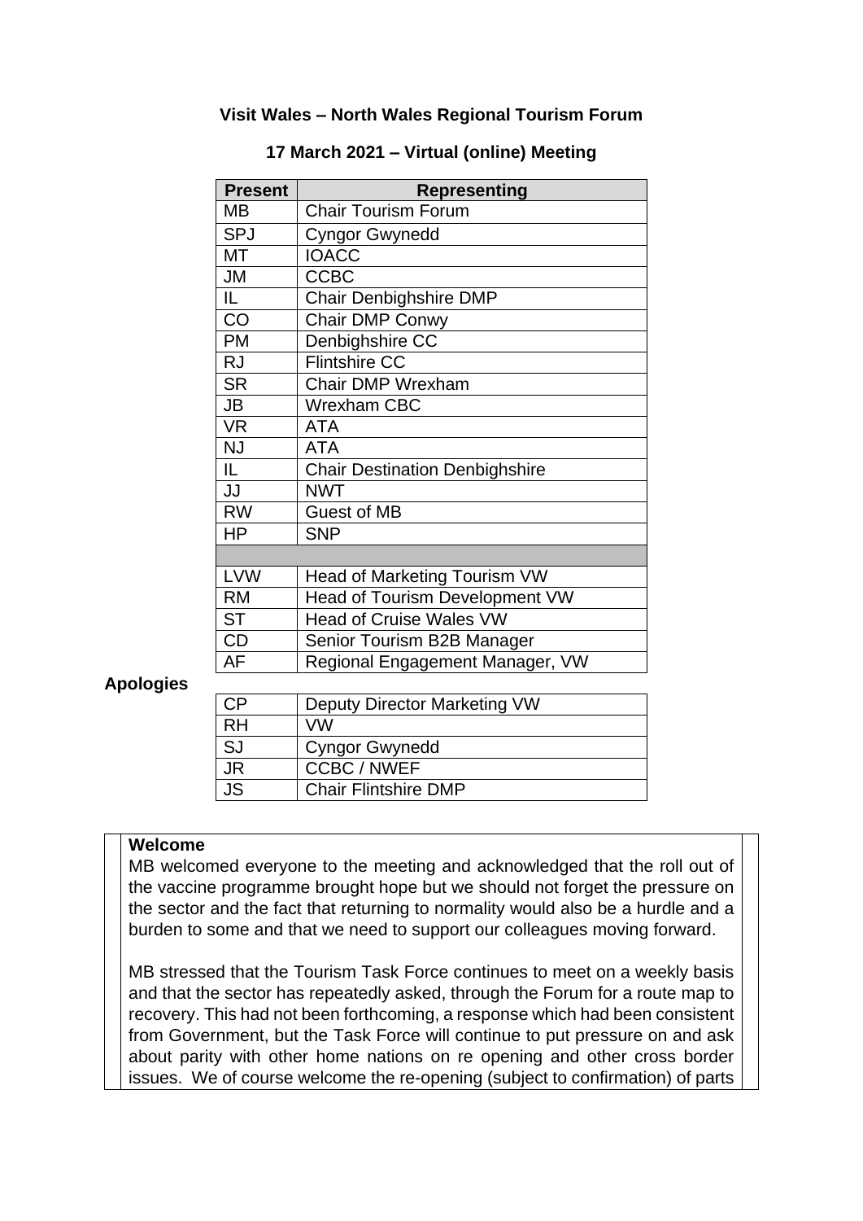**Visit Wales – North Wales Regional Tourism Forum**

**17 March 2021 – Virtual (online) Meeting**

| Present | Representing |
|---|---|
| MB | Chair Tourism Forum |
| SPJ | Cyngor Gwynedd |
| MT | IOACC |
| JM | CCBC |
| IL | Chair Denbighshire DMP |
| CO | Chair DMP Conwy |
| PM | Denbighshire CC |
| RJ | Flintshire CC |
| SR | Chair DMP Wrexham |
| JB | Wrexham CBC |
| VR | ATA |
| NJ | ATA |
| IL | Chair Destination Denbighshire |
| JJ | NWT |
| RW | Guest of MB |
| HP | SNP |
| | |
| LVW | Head of Marketing Tourism VW |
| RM | Head of Tourism Development VW |
| ST | Head of Cruise Wales VW |
| CD | Senior Tourism B2B Manager |
| AF | Regional Engagement Manager, VW |

**Apologies**

| | |
|---|---|
| CP | Deputy Director Marketing VW |
| RH | VW |
| SJ | Cyngor Gwynedd |
| JR | CCBC / NWEF |
| JS | Chair Flintshire DMP |

**Welcome**

MB welcomed everyone to the meeting and acknowledged that the roll out of the vaccine programme brought hope but we should not forget the pressure on the sector and the fact that returning to normality would also be a hurdle and a burden to some and that we need to support our colleagues moving forward.

MB stressed that the Tourism Task Force continues to meet on a weekly basis and that the sector has repeatedly asked, through the Forum for a route map to recovery. This had not been forthcoming, a response which had been consistent from Government, but the Task Force will continue to put pressure on and ask about parity with other home nations on re opening and other cross border issues. We of course welcome the re-opening (subject to confirmation) of parts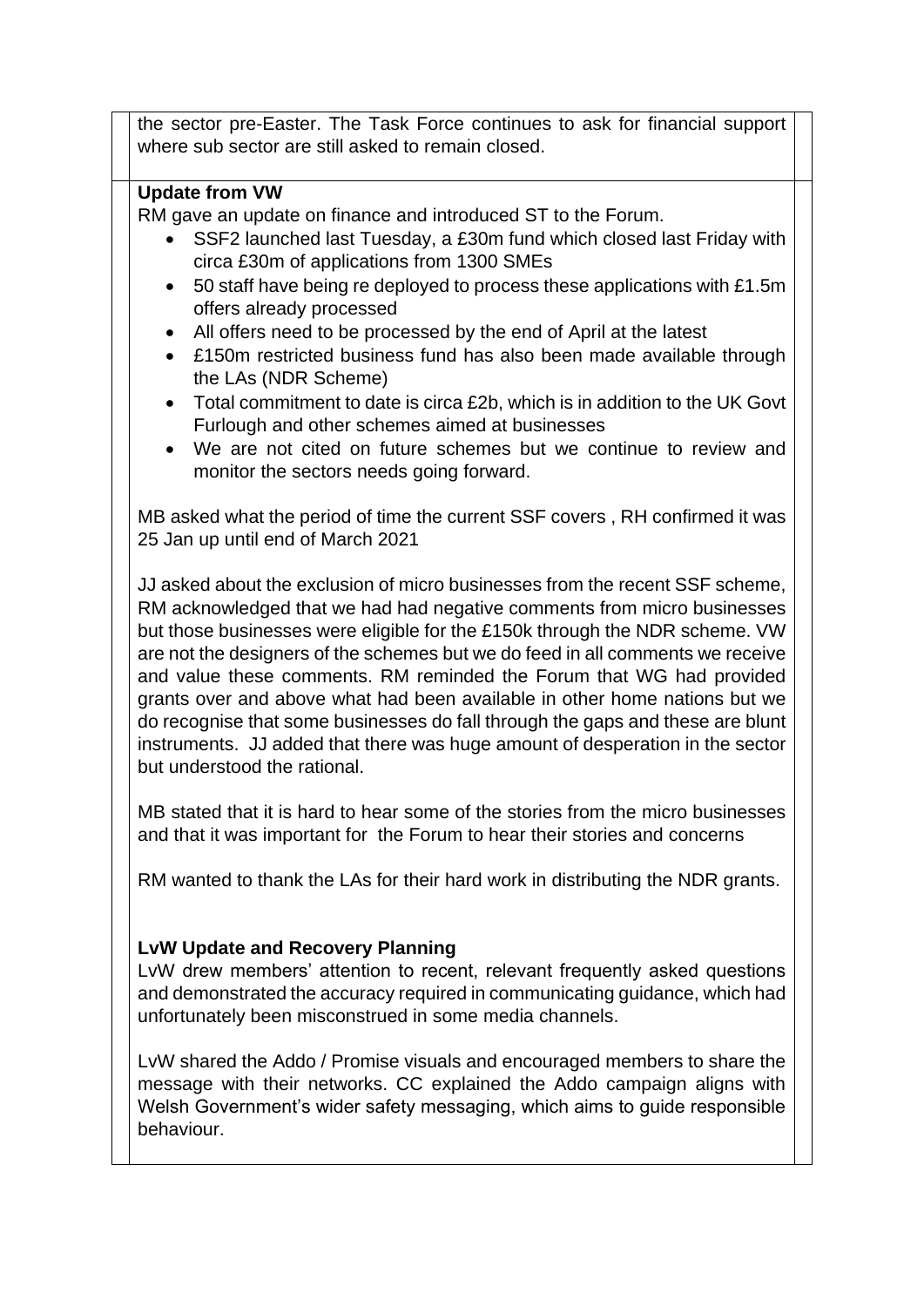the sector pre-Easter. The Task Force continues to ask for financial support where sub sector are still asked to remain closed.

**Update from VW**

RM gave an update on finance and introduced ST to the Forum.

- SSF2 launched last Tuesday, a £30m fund which closed last Friday with circa £30m of applications from 1300 SMEs
- 50 staff have being re deployed to process these applications with £1.5m offers already processed
- All offers need to be processed by the end of April at the latest
- £150m restricted business fund has also been made available through the LAs (NDR Scheme)
- Total commitment to date is circa £2b, which is in addition to the UK Govt Furlough and other schemes aimed at businesses
- We are not cited on future schemes but we continue to review and monitor the sectors needs going forward.

MB asked what the period of time the current SSF covers , RH confirmed it was 25 Jan up until end of March 2021

JJ asked about the exclusion of micro businesses from the recent SSF scheme, RM acknowledged that we had had negative comments from micro businesses but those businesses were eligible for the £150k through the NDR scheme. VW are not the designers of the schemes but we do feed in all comments we receive and value these comments. RM reminded the Forum that WG had provided grants over and above what had been available in other home nations but we do recognise that some businesses do fall through the gaps and these are blunt instruments. JJ added that there was huge amount of desperation in the sector but understood the rational.

MB stated that it is hard to hear some of the stories from the micro businesses and that it was important for the Forum to hear their stories and concerns

RM wanted to thank the LAs for their hard work in distributing the NDR grants.

**LvW Update and Recovery Planning**

LvW drew members' attention to recent, relevant frequently asked questions and demonstrated the accuracy required in communicating guidance, which had unfortunately been misconstrued in some media channels.

LvW shared the Addo / Promise visuals and encouraged members to share the message with their networks. CC explained the Addo campaign aligns with Welsh Government's wider safety messaging, which aims to guide responsible behaviour.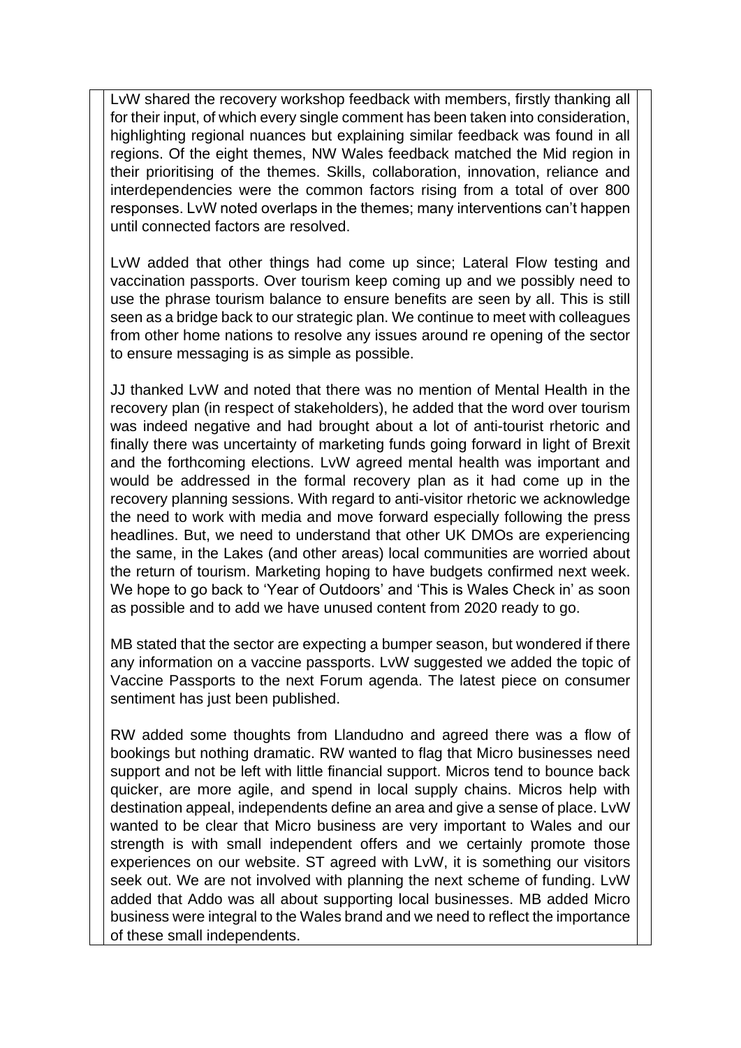LvW shared the recovery workshop feedback with members, firstly thanking all for their input, of which every single comment has been taken into consideration, highlighting regional nuances but explaining similar feedback was found in all regions. Of the eight themes, NW Wales feedback matched the Mid region in their prioritising of the themes. Skills, collaboration, innovation, reliance and interdependencies were the common factors rising from a total of over 800 responses. LvW noted overlaps in the themes; many interventions can't happen until connected factors are resolved.

LvW added that other things had come up since; Lateral Flow testing and vaccination passports. Over tourism keep coming up and we possibly need to use the phrase tourism balance to ensure benefits are seen by all. This is still seen as a bridge back to our strategic plan. We continue to meet with colleagues from other home nations to resolve any issues around re opening of the sector to ensure messaging is as simple as possible.

JJ thanked LvW and noted that there was no mention of Mental Health in the recovery plan (in respect of stakeholders), he added that the word over tourism was indeed negative and had brought about a lot of anti-tourist rhetoric and finally there was uncertainty of marketing funds going forward in light of Brexit and the forthcoming elections. LvW agreed mental health was important and would be addressed in the formal recovery plan as it had come up in the recovery planning sessions. With regard to anti-visitor rhetoric we acknowledge the need to work with media and move forward especially following the press headlines. But, we need to understand that other UK DMOs are experiencing the same, in the Lakes (and other areas) local communities are worried about the return of tourism. Marketing hoping to have budgets confirmed next week. We hope to go back to 'Year of Outdoors' and 'This is Wales Check in' as soon as possible and to add we have unused content from 2020 ready to go.

MB stated that the sector are expecting a bumper season, but wondered if there any information on a vaccine passports. LvW suggested we added the topic of Vaccine Passports to the next Forum agenda. The latest piece on consumer sentiment has just been published.

RW added some thoughts from Llandudno and agreed there was a flow of bookings but nothing dramatic. RW wanted to flag that Micro businesses need support and not be left with little financial support. Micros tend to bounce back quicker, are more agile, and spend in local supply chains. Micros help with destination appeal, independents define an area and give a sense of place. LvW wanted to be clear that Micro business are very important to Wales and our strength is with small independent offers and we certainly promote those experiences on our website. ST agreed with LvW, it is something our visitors seek out. We are not involved with planning the next scheme of funding. LvW added that Addo was all about supporting local businesses. MB added Micro business were integral to the Wales brand and we need to reflect the importance of these small independents.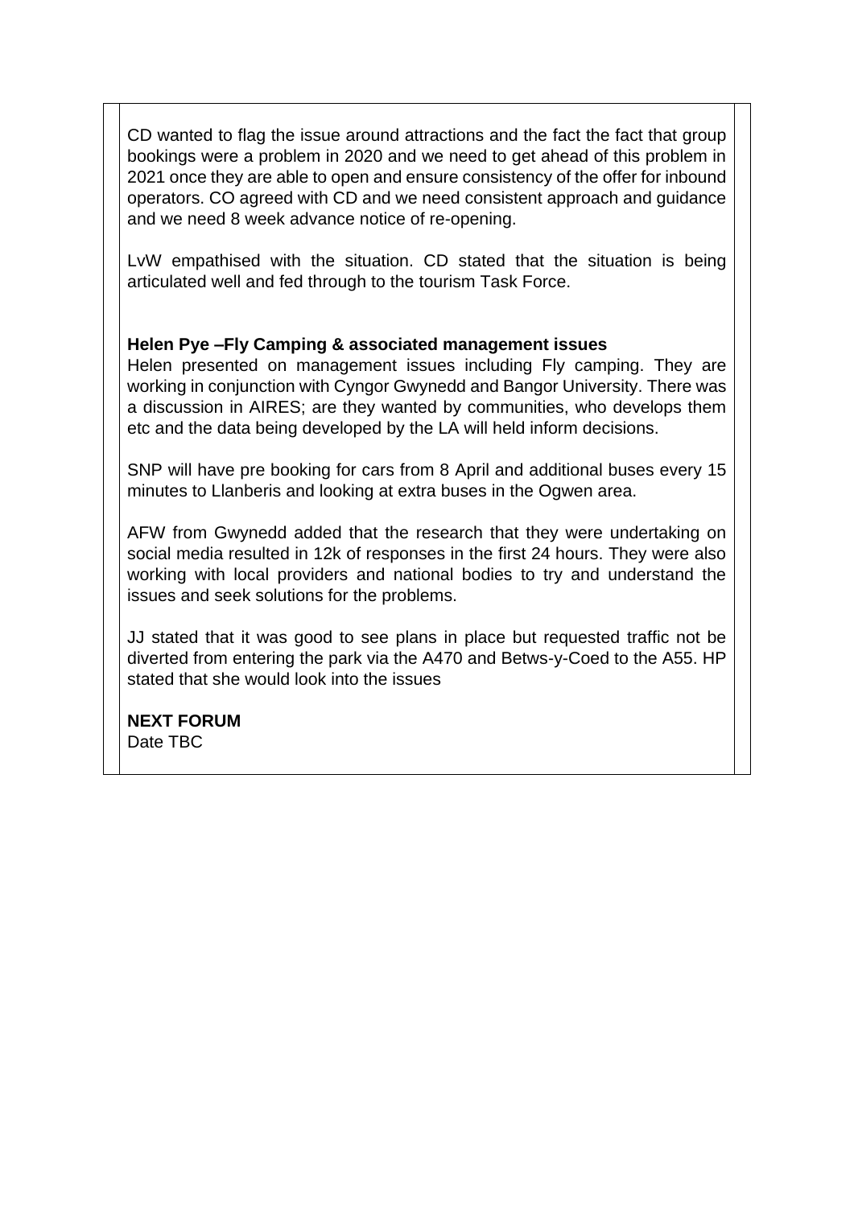CD wanted to flag the issue around attractions and the fact the fact that group bookings were a problem in 2020 and we need to get ahead of this problem in 2021 once they are able to open and ensure consistency of the offer for inbound operators. CO agreed with CD and we need consistent approach and guidance and we need 8 week advance notice of re-opening.

LvW empathised with the situation. CD stated that the situation is being articulated well and fed through to the tourism Task Force.

**Helen Pye –Fly Camping & associated management issues**

Helen presented on management issues including Fly camping. They are working in conjunction with Cyngor Gwynedd and Bangor University. There was a discussion in AIRES; are they wanted by communities, who develops them etc and the data being developed by the LA will held inform decisions.

SNP will have pre booking for cars from 8 April and additional buses every 15 minutes to Llanberis and looking at extra buses in the Ogwen area.

AFW from Gwynedd added that the research that they were undertaking on social media resulted in 12k of responses in the first 24 hours. They were also working with local providers and national bodies to try and understand the issues and seek solutions for the problems.

JJ stated that it was good to see plans in place but requested traffic not be diverted from entering the park via the A470 and Betws-y-Coed to the A55. HP stated that she would look into the issues

**NEXT FORUM**

Date TBC